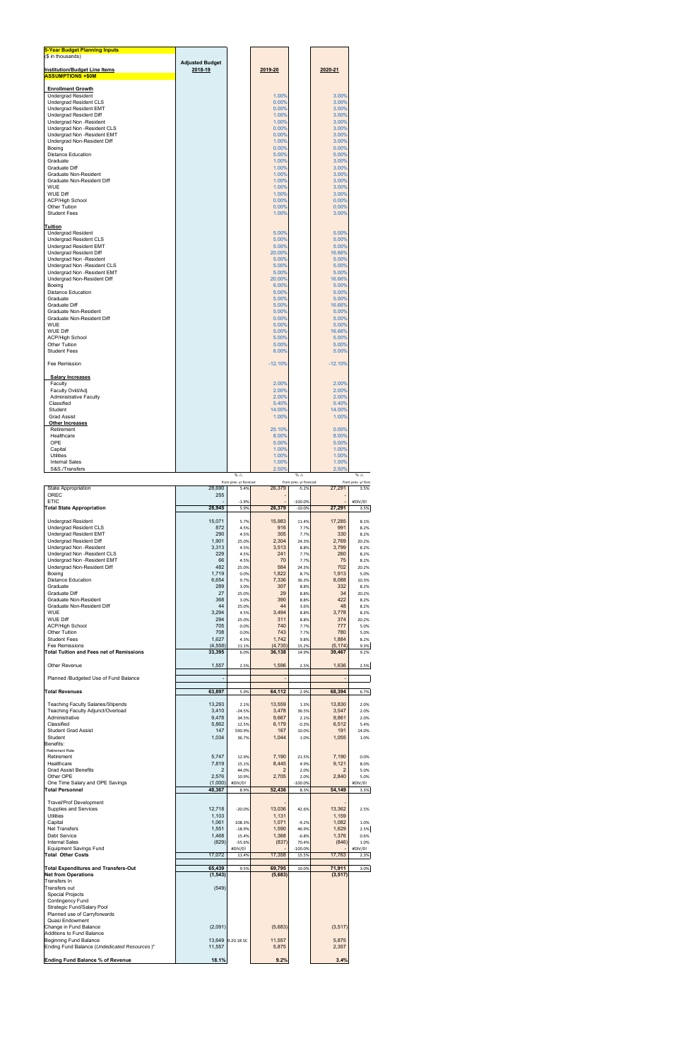**5-Year Budget Planning Inputs**

($ in thousands)

| Institution/Budget Line Items | Adjusted Budget 2018-19 | | 2019-20 | | 2020-21 | |
|---|---|---|---|---|---|---|
| **ASSUMPTIONS +$0M** | | | | | | |
| **Enrollment Growth** | | | | | | |
| Undergrad Resident | | | 1.00% | | 3.00% | |
| Undergrad Resident CLS | | | 0.00% | | 3.00% | |
| Undergrad Resident EMT | | | 0.00% | | 3.00% | |
| Undergrad Resident Diff | | | 1.00% | | 3.00% | |
| Undergrad Non -Resident | | | 1.00% | | 3.00% | |
| Undergrad Non -Resident CLS | | | 0.00% | | 3.00% | |
| Undergrad Non -Resident EMT | | | 0.00% | | 3.00% | |
| Undergrad Non-Resident Diff | | | 1.00% | | 3.00% | |
| Boeing | | | 0.00% | | 0.00% | |
| Distance Education | | | 5.00% | | 5.00% | |
| Graduate | | | 1.00% | | 3.00% | |
| Graduate Diff | | | 1.00% | | 3.00% | |
| Graduate Non-Resident | | | 1.00% | | 3.00% | |
| Graduate Non-Resident Diff | | | 1.00% | | 3.00% | |
| WUE | | | 1.00% | | 3.00% | |
| WUE Diff | | | 1.00% | | 3.00% | |
| ACP/High School | | | 0.00% | | 0.00% | |
| Other Tuition | | | 0.00% | | 0.00% | |
| Student Fees | | | 1.00% | | 3.00% | |
| **Tuition** | | | | | | |
| Undergrad Resident | | | 5.00% | | 5.00% | |
| Undergrad Resident CLS | | | 5.00% | | 5.00% | |
| Undergrad Resident EMT | | | 5.00% | | 5.00% | |
| Undergrad Resident Diff | | | 20.00% | | 16.66% | |
| Undergrad Non -Resident | | | 5.00% | | 5.00% | |
| Undergrad Non -Resident CLS | | | 5.00% | | 5.00% | |
| Undergrad Non -Resident EMT | | | 5.00% | | 5.00% | |
| Undergrad Non-Resident Diff | | | 20.00% | | 16.66% | |
| Boeing | | | 6.00% | | 5.00% | |
| Distance Education | | | 5.00% | | 5.00% | |
| Graduate | | | 5.00% | | 5.00% | |
| Graduate Diff | | | 5.00% | | 16.66% | |
| Graduate Non-Resident | | | 5.00% | | 5.00% | |
| Graduate Non-Resident Diff | | | 0.00% | | 5.00% | |
| WUE | | | 5.00% | | 5.00% | |
| WUE Diff | | | 5.00% | | 16.66% | |
| ACP/High School | | | 5.00% | | 5.00% | |
| Other Tuition | | | 5.00% | | 5.00% | |
| Student Fees | | | 6.00% | | 5.00% | |
| Fee Remission | | | -12.10% | | -12.10% | |
| **Salary Increases** | | | | | | |
| Faculty | | | 2.00% | | 2.00% | |
| Faculty Ovld/Adj | | | 2.00% | | 2.00% | |
| Administrative Faculty | | | 2.00% | | 2.00% | |
| Classified | | | 5.40% | | 5.40% | |
| Student | | | 14.00% | | 14.00% | |
| Grad Assist | | | 1.00% | | 1.00% | |
| **Other Increases** | | | | | | |
| Retirement | | | 25.10% | | 0.00% | |
| Healthcare | | | 8.00% | | 8.00% | |
| OPE | | | 5.00% | | 5.00% | |
| Capital | | | 1.00% | | 1.00% | |
| Utilities | | | 1.00% | | 1.00% | |
| Internal Sales | | | 1.00% | | 1.00% | |
| S&S./Transfers | | | 2.50% | | 2.50% | |
| | | % Δ from prev. yr forecast | | % Δ from prev. yr forecast | | % Δ from prev. yr fore |
| State Appropriation | 28,690 | 5.4% | 26,379 | -5.2% | 27,291 | 3.5% |
| OREC | 255 | | - | | - | |
| ETIC | - | -1.9% | - | -100.0% | - | #DIV/0! |
| **Total State Appropriation** | 28,945 | 5.9% | 26,379 | -10.0% | 27,291 | 3.5% |
| Undergrad Resident | 15,071 | 5.7% | 15,983 | 11.4% | 17,285 | 8.1% |
| Undergrad Resident CLS | 872 | 4.5% | 916 | 7.7% | 991 | 8.2% |
| Undergrad Resident EMT | 290 | 4.5% | 305 | 7.7% | 330 | 8.2% |
| Undergrad Resident Diff | 1,901 | 25.0% | 2,304 | 24.3% | 2,769 | 20.2% |
| Undergrad Non -Resident | 3,313 | 4.5% | 3,513 | 8.8% | 3,799 | 8.2% |
| Undergrad Non -Resident CLS | 229 | 4.5% | 241 | 7.7% | 260 | 8.2% |
| Undergrad Non -Resident EMT | 66 | 4.5% | 70 | 7.7% | 75 | 8.2% |
| Undergrad Non-Resident Diff | 482 | 25.0% | 584 | 24.3% | 702 | 20.2% |
| Boeing | 1,719 | 0.0% | 1,822 | 8.7% | 1,913 | 5.0% |
| Distance Education | 6,654 | 9.7% | 7,336 | 36.3% | 8,088 | 10.3% |
| Graduate | 289 | 3.0% | 307 | 8.8% | 332 | 8.2% |
| Graduate Diff | 27 | 25.0% | 29 | 8.8% | 34 | 20.2% |
| Graduate Non-Resident | 368 | 3.0% | 390 | 8.8% | 422 | 8.2% |
| Graduate Non-Resident Diff | 44 | 25.0% | 44 | 3.6% | 48 | 8.2% |
| WUE | 3,294 | 4.5% | 3,494 | 8.8% | 3,778 | 8.2% |
| WUE Diff | 294 | 25.0% | 311 | 8.8% | 374 | 20.2% |
| ACP/High School | 705 | 0.0% | 740 | 7.7% | 777 | 5.0% |
| Other Tuition | 708 | 0.0% | 743 | 7.7% | 780 | 5.0% |
| Student Fees | 1,627 | 4.3% | 1,742 | 9.8% | 1,884 | 8.2% |
| Fee Remissions | (4,558) | 11.1% | (4,735) | 15.2% | (5,174) | 9.3% |
| **Total Tuition and Fees net of Remissions** | 33,395 | 6.0% | 36,138 | 14.9% | 39,467 | 9.2% |
| Other Revenue | 1,557 | 2.5% | 1,596 | 2.5% | 1,636 | 2.5% |
| Planned /Budgeted Use of Fund Balance | - | | - | | - | |
| **Total Revenues** | 63,897 | 5.9% | 64,112 | 2.9% | 68,394 | 6.7% |
| Teaching Faculty Salaries/Stipends | 13,293 | 2.1% | 13,559 | 1.3% | 13,830 | 2.0% |
| Teaching Faculty Adjunct/Overload | 3,410 | -24.5% | 3,478 | 36.5% | 3,547 | 2.0% |
| Administrative | 9,478 | 34.5% | 9,667 | 2.1% | 9,861 | 2.0% |
| Classified | 5,862 | 12.5% | 6,179 | -0.3% | 6,512 | 5.4% |
| Student Grad Assist | 147 | 590.9% | 167 | 10.0% | 191 | 14.0% |
| Student | 1,034 | 36.7% | 1,044 | 1.0% | 1,055 | 1.0% |
| Benefits: | | | | | | |
| Retirement Rate | | | | | | |
| Retirement | 5,747 | 12.9% | 7,190 | 21.5% | 7,190 | 0.0% |
| Healthcare | 7,819 | 15.1% | 8,445 | 4.9% | 9,121 | 8.0% |
| Grad Assist Benefits | 2 | 44.0% | 2 | 2.0% | 2 | 5.0% |
| Other OPE | 2,576 | 10.9% | 2,705 | 2.0% | 2,840 | 5.0% |
| One Time Salary and OPE Savings | (1,000) | #DIV/0! | - | -100.0% | - | #DIV/0! |
| **Total Personnel** | 48,367 | 8.9% | 52,436 | 8.3% | 54,149 | 3.3% |
| Travel/Prof Development | | | - | | - | |
| Supplies and Services | 12,718 | -20.0% | 13,036 | 42.6% | 13,362 | 2.5% |
| Utilities | 1,103 | | 1,131 | | 1,159 | |
| Capital | 1,061 | 108.3% | 1,071 | -9.2% | 1,082 | 1.0% |
| Net Transfers | 1,551 | -18.9% | 1,590 | 46.9% | 1,629 | 2.5% |
| Debt Service | 1,468 | 15.4% | 1,368 | -6.8% | 1,376 | 0.6% |
| Internal Sales | (829) | -55.6% | (837) | 70.4% | (846) | 1.0% |
| Equipment Savings Fund | | #DIV/0! | - | -100.0% | - | #DIV/0! |
| **Total Other Costs** | 17,072 | 11.4% | 17,358 | 15.5% | 17,763 | 2.3% |
| **Total Expenditures and Transfers-Out** | 65,439 | 9.5% | 69,795 | 10.0% | 71,911 | 3.0% |
| **Net from Operations** | (1,543) | | (5,683) | | (3,517) | |
| Transfers In | | | | | | |
| Transfers out | (549) | | | | | |
| Special Projects | | | | | | |
| Contingency Fund | | | | | | |
| Strategic Fund/Salary Pool | | | | | | |
| Planned use of Carryforwards | | | | | | |
| Quasi Endowment | | | | | | |
| Change in Fund Balance | (2,091) | | (5,683) | | (3,517) | |
| Additions to Fund Balance | | | | | | |
| Beginning Fund Balance | 13,649 | 9.20.18 SC | 11,557 | | 5,875 | |
| Ending Fund Balance (*Undedicated Resources*)* | 11,557 | | 5,875 | | 2,357 | |
| **Ending Fund Balance % of Revenue** | 18.1% | | 9.2% | | 3.4% | |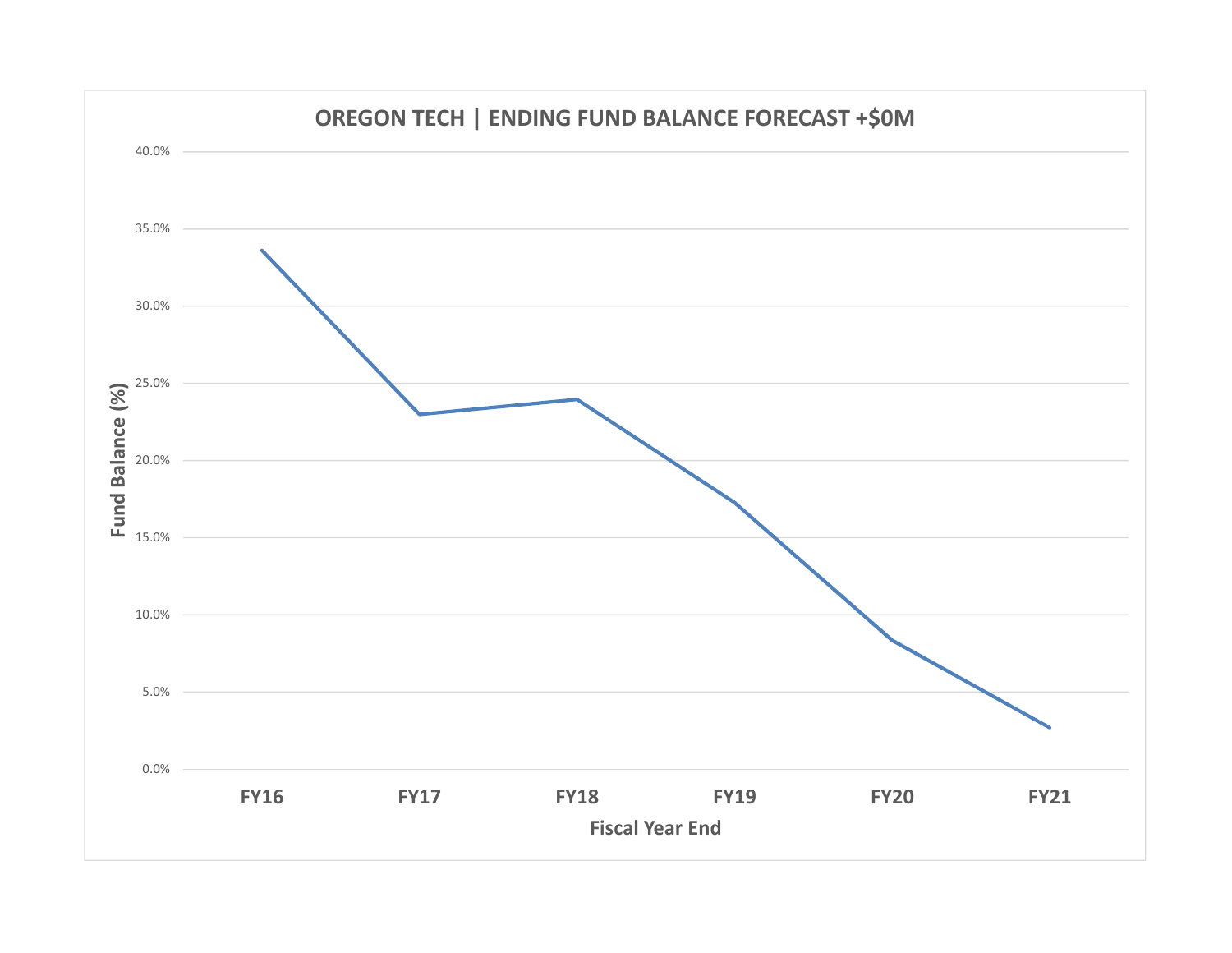# OREGON TECH | ENDING FUND BALANCE FORECAST +$0M

Fund Balance (%)

40.0%
35.0%
30.0%
25.0%
20.0%
15.0%
10.0%
5.0%
0.0%

FY16 FY17 FY18 FY19 FY20 FY21

Fiscal Year End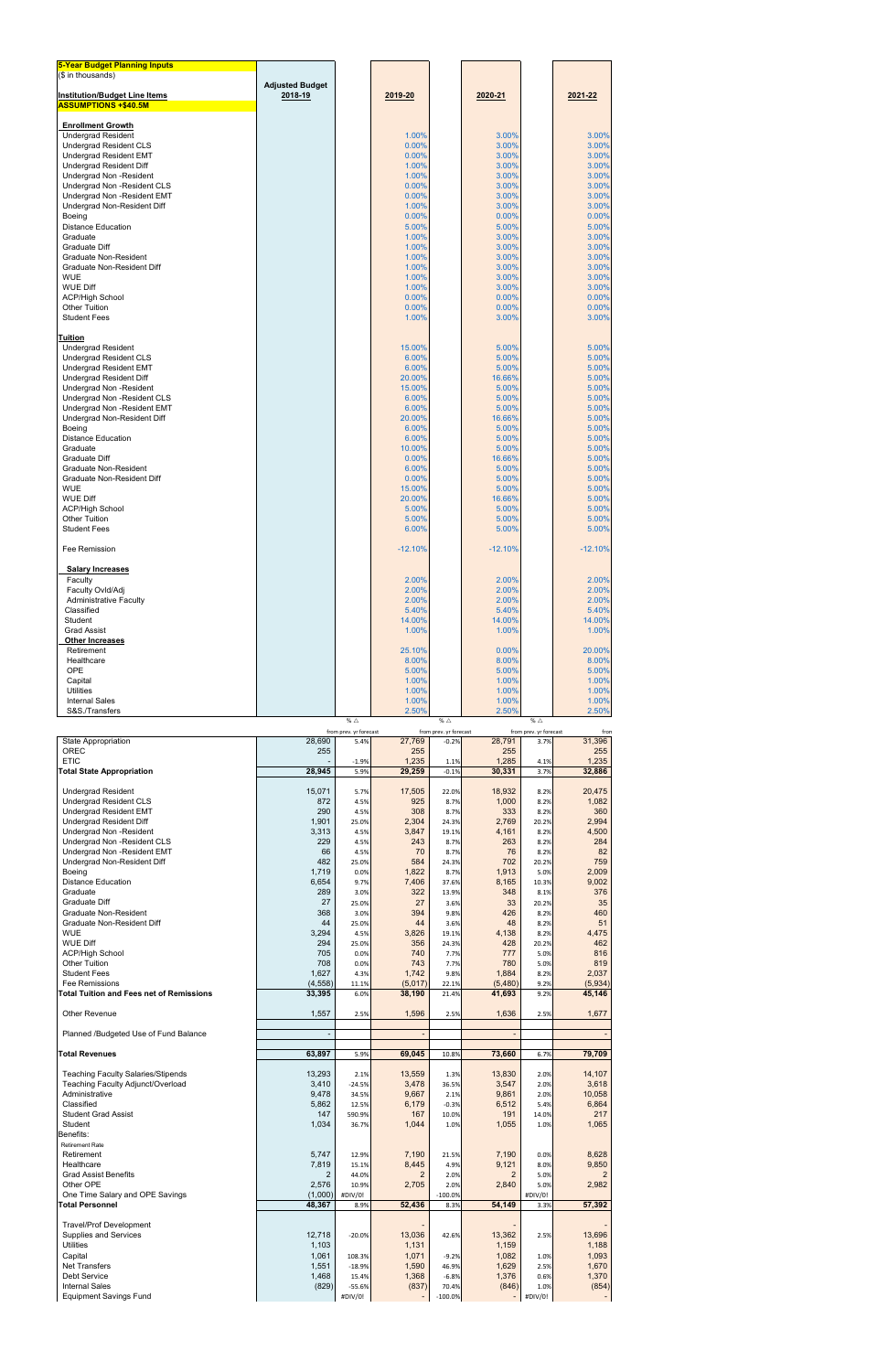**5-Year Budget Planning Inputs**

($ in thousands)

| Institution/Budget Line Items | Adjusted Budget 2018-19 | | 2019-20 | | 2020-21 | | 2021-22 |
|---|---|---|---|---|---|---|---|
| **ASSUMPTIONS +$40.5M** | | | | | | | |
| **Enrollment Growth** | | | | | | | |
| Undergrad Resident | | | 1.00% | | 3.00% | | 3.00% |
| Undergrad Resident CLS | | | 0.00% | | 3.00% | | 3.00% |
| Undergrad Resident EMT | | | 0.00% | | 3.00% | | 3.00% |
| Undergrad Resident Diff | | | 1.00% | | 3.00% | | 3.00% |
| Undergrad Non -Resident | | | 1.00% | | 3.00% | | 3.00% |
| Undergrad Non -Resident CLS | | | 0.00% | | 3.00% | | 3.00% |
| Undergrad Non -Resident EMT | | | 0.00% | | 3.00% | | 3.00% |
| Undergrad Non-Resident Diff | | | 1.00% | | 3.00% | | 3.00% |
| Boeing | | | 0.00% | | 0.00% | | 0.00% |
| Distance Education | | | 5.00% | | 5.00% | | 5.00% |
| Graduate | | | 1.00% | | 3.00% | | 3.00% |
| Graduate Diff | | | 1.00% | | 3.00% | | 3.00% |
| Graduate Non-Resident | | | 1.00% | | 3.00% | | 3.00% |
| Graduate Non-Resident Diff | | | 1.00% | | 3.00% | | 3.00% |
| WUE | | | 1.00% | | 3.00% | | 3.00% |
| WUE Diff | | | 1.00% | | 3.00% | | 3.00% |
| ACP/High School | | | 0.00% | | 0.00% | | 0.00% |
| Other Tuition | | | 0.00% | | 0.00% | | 0.00% |
| Student Fees | | | 1.00% | | 3.00% | | 3.00% |
| **Tuition** | | | | | | | |
| Undergrad Resident | | | 15.00% | | 5.00% | | 5.00% |
| Undergrad Resident CLS | | | 6.00% | | 5.00% | | 5.00% |
| Undergrad Resident EMT | | | 6.00% | | 5.00% | | 5.00% |
| Undergrad Resident Diff | | | 20.00% | | 16.66% | | 5.00% |
| Undergrad Non -Resident | | | 15.00% | | 5.00% | | 5.00% |
| Undergrad Non -Resident CLS | | | 6.00% | | 5.00% | | 5.00% |
| Undergrad Non -Resident EMT | | | 6.00% | | 5.00% | | 5.00% |
| Undergrad Non-Resident Diff | | | 20.00% | | 16.66% | | 5.00% |
| Boeing | | | 6.00% | | 5.00% | | 5.00% |
| Distance Education | | | 6.00% | | 5.00% | | 5.00% |
| Graduate | | | 10.00% | | 5.00% | | 5.00% |
| Graduate Diff | | | 0.00% | | 16.66% | | 5.00% |
| Graduate Non-Resident | | | 6.00% | | 5.00% | | 5.00% |
| Graduate Non-Resident Diff | | | 0.00% | | 5.00% | | 5.00% |
| WUE | | | 15.00% | | 5.00% | | 5.00% |
| WUE Diff | | | 20.00% | | 16.66% | | 5.00% |
| ACP/High School | | | 5.00% | | 5.00% | | 5.00% |
| Other Tuition | | | 5.00% | | 5.00% | | 5.00% |
| Student Fees | | | 6.00% | | 5.00% | | 5.00% |
| Fee Remission | | | -12.10% | | -12.10% | | -12.10% |
| **Salary Increases** | | | | | | | |
| Faculty | | | 2.00% | | 2.00% | | 2.00% |
| Faculty Ovld/Adj | | | 2.00% | | 2.00% | | 2.00% |
| Administrative Faculty | | | 2.00% | | 2.00% | | 2.00% |
| Classified | | | 5.40% | | 5.40% | | 5.40% |
| Student | | | 14.00% | | 14.00% | | 14.00% |
| Grad Assist | | | 1.00% | | 1.00% | | 1.00% |
| **Other Increases** | | | | | | | |
| Retirement | | | 25.10% | | 0.00% | | 20.00% |
| Healthcare | | | 8.00% | | 8.00% | | 8.00% |
| OPE | | | 5.00% | | 5.00% | | 5.00% |
| Capital | | | 1.00% | | 1.00% | | 1.00% |
| Utilities | | | 1.00% | | 1.00% | | 1.00% |
| Internal Sales | | | 1.00% | | 1.00% | | 1.00% |
| S&S./Transfers | | | 2.50% | | 2.50% | | 2.50% |

| Institution/Budget Line Items | Adjusted Budget 2018-19 | % △ from prev. yr forecast | 2019-20 | % △ from prev. yr forecast | 2020-21 | % △ from prev. yr forecast | 2021-22 |
|---|---|---|---|---|---|---|---|
| State Appropriation | 28,690 | 5.4% | 27,769 | -0.2% | 28,791 | 3.7% | 31,396 |
| OREC | 255 | | 255 | | 255 | | 255 |
| ETIC | - | -1.9% | 1,235 | 1.1% | 1,285 | 4.1% | 1,235 |
| **Total State Appropriation** | **28,945** | 5.9% | **29,259** | -0.1% | **30,331** | 3.7% | **32,886** |
| Undergrad Resident | 15,071 | 5.7% | 17,505 | 22.0% | 18,932 | 8.2% | 20,475 |
| Undergrad Resident CLS | 872 | 4.5% | 925 | 8.7% | 1,000 | 8.2% | 1,082 |
| Undergrad Resident EMT | 290 | 4.5% | 308 | 8.7% | 333 | 8.2% | 360 |
| Undergrad Resident Diff | 1,901 | 25.0% | 2,304 | 24.3% | 2,769 | 20.2% | 2,994 |
| Undergrad Non -Resident | 3,313 | 4.5% | 3,847 | 19.1% | 4,161 | 8.2% | 4,500 |
| Undergrad Non -Resident CLS | 229 | 4.5% | 243 | 8.7% | 263 | 8.2% | 284 |
| Undergrad Non -Resident EMT | 66 | 4.5% | 70 | 8.7% | 76 | 8.2% | 82 |
| Undergrad Non-Resident Diff | 482 | 25.0% | 584 | 24.3% | 702 | 20.2% | 759 |
| Boeing | 1,719 | 0.0% | 1,822 | 8.7% | 1,913 | 5.0% | 2,009 |
| Distance Education | 6,654 | 9.7% | 7,406 | 37.6% | 8,165 | 10.3% | 9,002 |
| Graduate | 289 | 3.0% | 322 | 13.9% | 348 | 8.1% | 376 |
| Graduate Diff | 27 | 25.0% | 27 | 3.6% | 33 | 20.2% | 35 |
| Graduate Non-Resident | 368 | 3.0% | 394 | 9.8% | 426 | 8.2% | 460 |
| Graduate Non-Resident Diff | 44 | 25.0% | 44 | 3.6% | 48 | 8.2% | 51 |
| WUE | 3,294 | 4.5% | 3,826 | 19.1% | 4,138 | 8.2% | 4,475 |
| WUE Diff | 294 | 25.0% | 356 | 24.3% | 428 | 20.2% | 462 |
| ACP/High School | 705 | 0.0% | 740 | 7.7% | 777 | 5.0% | 816 |
| Other Tuition | 708 | 0.0% | 743 | 7.7% | 780 | 5.0% | 819 |
| Student Fees | 1,627 | 4.3% | 1,742 | 9.8% | 1,884 | 8.2% | 2,037 |
| Fee Remissions | (4,558) | 11.1% | (5,017) | 22.1% | (5,480) | 9.2% | (5,934) |
| **Total Tuition and Fees net of Remissions** | **33,395** | 6.0% | **38,190** | 21.4% | **41,693** | 9.2% | **45,146** |
| Other Revenue | 1,557 | 2.5% | 1,596 | 2.5% | 1,636 | 2.5% | 1,677 |
| Planned /Budgeted Use of Fund Balance | - | | - | | - | | - |
| **Total Revenues** | **63,897** | 5.9% | **69,045** | 10.8% | **73,660** | 6.7% | **79,709** |
| Teaching Faculty Salaries/Stipends | 13,293 | 2.1% | 13,559 | 1.3% | 13,830 | 2.0% | 14,107 |
| Teaching Faculty Adjunct/Overload | 3,410 | -24.5% | 3,478 | 36.5% | 3,547 | 2.0% | 3,618 |
| Administrative | 9,478 | 34.5% | 9,667 | 2.1% | 9,861 | 2.0% | 10,058 |
| Classified | 5,862 | 12.5% | 6,179 | -0.3% | 6,512 | 5.4% | 6,864 |
| Student Grad Assist | 147 | 590.9% | 167 | 10.0% | 191 | 14.0% | 217 |
| Student | 1,034 | 36.7% | 1,044 | 1.0% | 1,055 | 1.0% | 1,065 |
| Benefits: | | | | | | | |
| Retirement Rate | | | | | | | |
| Retirement | 5,747 | 12.9% | 7,190 | 21.5% | 7,190 | 0.0% | 8,628 |
| Healthcare | 7,819 | 15.1% | 8,445 | 4.9% | 9,121 | 8.0% | 9,850 |
| Grad Assist Benefits | 2 | 44.0% | 2 | 2.0% | 2 | 5.0% | 2 |
| Other OPE | 2,576 | 10.9% | 2,705 | 2.0% | 2,840 | 5.0% | 2,982 |
| One Time Salary and OPE Savings | (1,000) | #DIV/0! | | -100.0% | | #DIV/0! | |
| **Total Personnel** | **48,367** | 8.9% | **52,436** | 8.3% | **54,149** | 3.3% | **57,392** |
| Travel/Prof Development | | | - | | - | | - |
| Supplies and Services | 12,718 | -20.0% | 13,036 | 42.6% | 13,362 | 2.5% | 13,696 |
| Utilities | 1,103 | | 1,131 | | 1,159 | | 1,188 |
| Capital | 1,061 | 108.3% | 1,071 | -9.2% | 1,082 | 1.0% | 1,093 |
| Net Transfers | 1,551 | -18.9% | 1,590 | 46.9% | 1,629 | 2.5% | 1,670 |
| Debt Service | 1,468 | 15.4% | 1,368 | -6.8% | 1,376 | 0.6% | 1,370 |
| Internal Sales | (829) | -55.6% | (837) | 70.4% | (846) | 1.0% | (854) |
| Equipment Savings Fund | | #DIV/0! | - | -100.0% | - | #DIV/0! | - |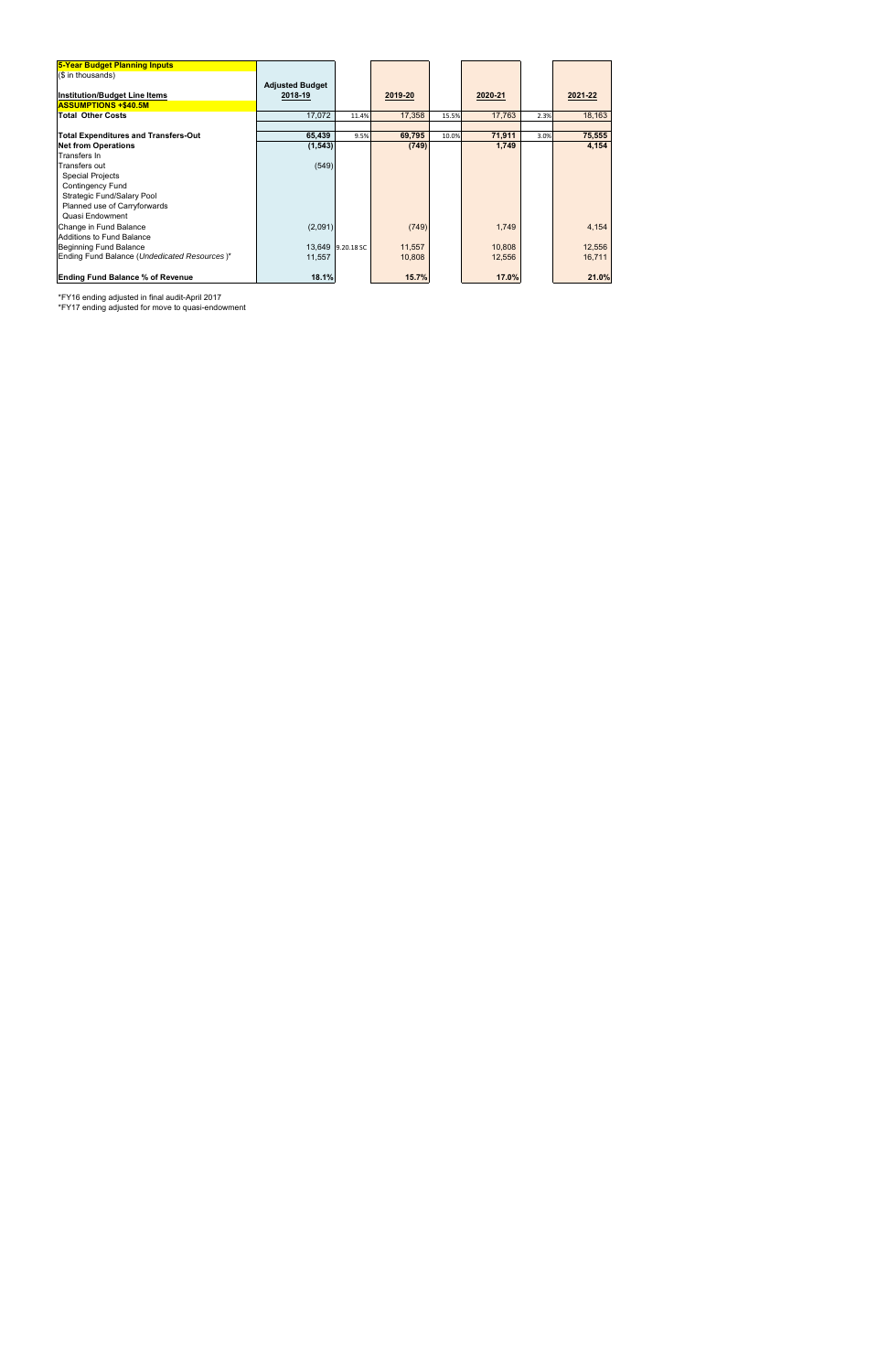| **5-Year Budget Planning Inputs** | | | | | | | |
|---|---|---|---|---|---|---|---|
| ($ in thousands) | | | | | | | |
| **Institution/Budget Line Items** | **Adjusted Budget 2018-19** | | **2019-20** | | **2020-21** | | **2021-22** |
| **ASSUMPTIONS +$40.5M** | | | | | | | |
| **Total Other Costs** | 17,072 | 11.4% | 17,358 | 15.5% | 17,763 | 2.3% | 18,163 |
| | | | | | | | |
| **Total Expenditures and Transfers-Out** | **65,439** | 9.5% | **69,795** | 10.0% | **71,911** | 3.0% | **75,555** |
| **Net from Operations** | **(1,543)** | | **(749)** | | **1,749** | | **4,154** |
| Transfers In | | | | | | | |
| Transfers out | (549) | | | | | | |
| Special Projects | | | | | | | |
| Contingency Fund | | | | | | | |
| Strategic Fund/Salary Pool | | | | | | | |
| Planned use of Carryforwards | | | | | | | |
| Quasi Endowment | | | | | | | |
| Change in Fund Balance | (2,091) | | (749) | | 1,749 | | 4,154 |
| Additions to Fund Balance | | | | | | | |
| Beginning Fund Balance | 13,649 | 9.20.18 SC | 11,557 | | 10,808 | | 12,556 |
| Ending Fund Balance (*Undedicated Resources*)* | 11,557 | | 10,808 | | 12,556 | | 16,711 |
| | | | | | | | |
| **Ending Fund Balance % of Revenue** | **18.1%** | | **15.7%** | | **17.0%** | | **21.0%** |

*FY16 ending adjusted in final audit-April 2017

*FY17 ending adjusted for move to quasi-endowment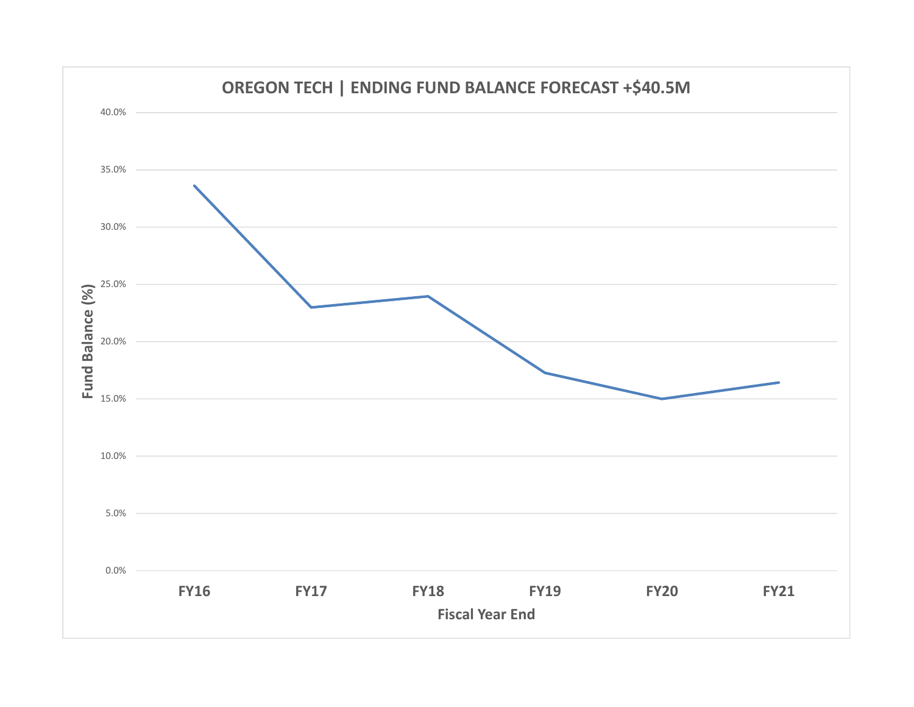# OREGON TECH | ENDING FUND BALANCE FORECAST +$40.5M

Fund Balance (%)

40.0%
35.0%
30.0%
25.0%
20.0%
15.0%
10.0%
5.0%
0.0%

FY16 FY17 FY18 FY19 FY20 FY21

Fiscal Year End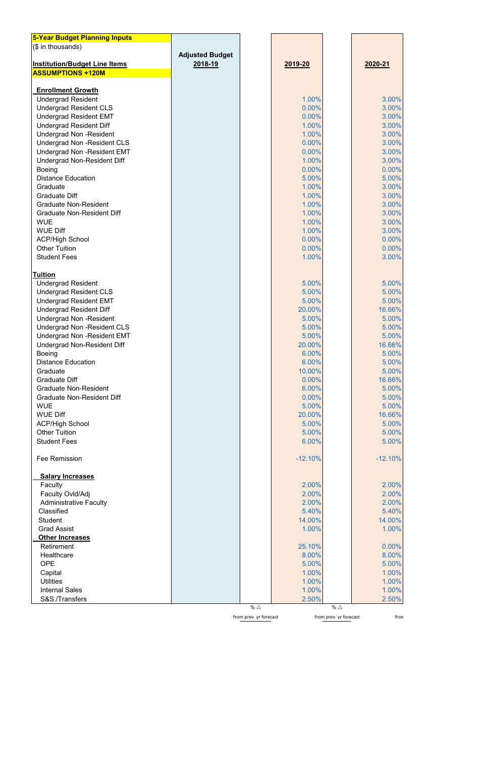| 5-Year Budget Planning Inputs ($ in thousands) Institution/Budget Line Items ASSUMPTIONS +120M | Adjusted Budget 2018-19 | % △ from prev. yr forecast | 2019-20 | % △ from prev. yr forecast | 2020-21 |
|---|---|---|---|---|---|
| **Enrollment Growth** | | | | | |
| Undergrad Resident | | | 1.00% | | 3.00% |
| Undergrad Resident CLS | | | 0.00% | | 3.00% |
| Undergrad Resident EMT | | | 0.00% | | 3.00% |
| Undergrad Resident Diff | | | 1.00% | | 3.00% |
| Undergrad Non -Resident | | | 1.00% | | 3.00% |
| Undergrad Non -Resident CLS | | | 0.00% | | 3.00% |
| Undergrad Non -Resident EMT | | | 0.00% | | 3.00% |
| Undergrad Non-Resident Diff | | | 1.00% | | 3.00% |
| Boeing | | | 0.00% | | 0.00% |
| Distance Education | | | 5.00% | | 5.00% |
| Graduate | | | 1.00% | | 3.00% |
| Graduate Diff | | | 1.00% | | 3.00% |
| Graduate Non-Resident | | | 1.00% | | 3.00% |
| Graduate Non-Resident Diff | | | 1.00% | | 3.00% |
| WUE | | | 1.00% | | 3.00% |
| WUE Diff | | | 1.00% | | 3.00% |
| ACP/High School | | | 0.00% | | 0.00% |
| Other Tuition | | | 0.00% | | 0.00% |
| Student Fees | | | 1.00% | | 3.00% |
| **Tuition** | | | | | |
| Undergrad Resident | | | 5.00% | | 5.00% |
| Undergrad Resident CLS | | | 5.00% | | 5.00% |
| Undergrad Resident EMT | | | 5.00% | | 5.00% |
| Undergrad Resident Diff | | | 20.00% | | 16.66% |
| Undergrad Non -Resident | | | 5.00% | | 5.00% |
| Undergrad Non -Resident CLS | | | 5.00% | | 5.00% |
| Undergrad Non -Resident EMT | | | 5.00% | | 5.00% |
| Undergrad Non-Resident Diff | | | 20.00% | | 16.66% |
| Boeing | | | 6.00% | | 5.00% |
| Distance Education | | | 6.00% | | 5.00% |
| Graduate | | | 10.00% | | 5.00% |
| Graduate Diff | | | 0.00% | | 16.66% |
| Graduate Non-Resident | | | 6.00% | | 5.00% |
| Graduate Non-Resident Diff | | | 0.00% | | 5.00% |
| WUE | | | 5.00% | | 5.00% |
| WUE Diff | | | 20.00% | | 16.66% |
| ACP/High School | | | 5.00% | | 5.00% |
| Other Tuition | | | 5.00% | | 5.00% |
| Student Fees | | | 6.00% | | 5.00% |
| Fee Remission | | | -12.10% | | -12.10% |
| **Salary Increases** | | | | | |
| Faculty | | | 2.00% | | 2.00% |
| Faculty Ovld/Adj | | | 2.00% | | 2.00% |
| Administrative Faculty | | | 2.00% | | 2.00% |
| Classified | | | 5.40% | | 5.40% |
| Student | | | 14.00% | | 14.00% |
| Grad Assist | | | 1.00% | | 1.00% |
| **Other Increases** | | | | | |
| Retirement | | | 25.10% | | 0.00% |
| Healthcare | | | 8.00% | | 8.00% |
| OPE | | | 5.00% | | 5.00% |
| Capital | | | 1.00% | | 1.00% |
| Utilities | | | 1.00% | | 1.00% |
| Internal Sales | | | 1.00% | | 1.00% |
| S&S./Transfers | | | 2.50% | | 2.50% |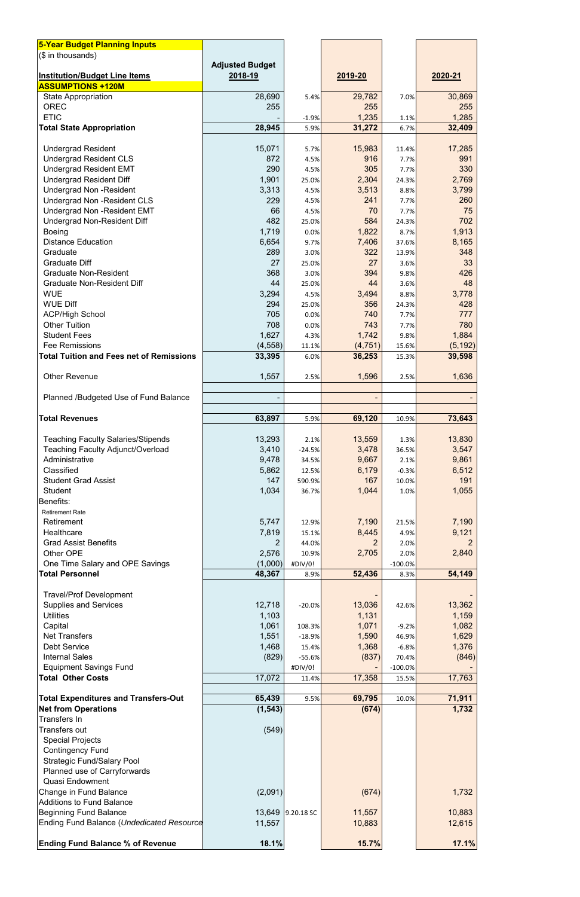| **5-Year Budget Planning Inputs**<br>($ in thousands)<br><br>**Institution/Budget Line Items** | **Adjusted Budget 2018-19** | | **2019-20** | | **2020-21** |
|---|---|---|---|---|---|
| **ASSUMPTIONS +120M** | | | | | |
| State Appropriation | 28,690 | 5.4% | 29,782 | 7.0% | 30,869 |
| OREC | 255 | | 255 | | 255 |
| ETIC | - | -1.9% | 1,235 | 1.1% | 1,285 |
| **Total State Appropriation** | **28,945** | 5.9% | **31,272** | 6.7% | **32,409** |
| | | | | | |
| Undergrad Resident | 15,071 | 5.7% | 15,983 | 11.4% | 17,285 |
| Undergrad Resident CLS | 872 | 4.5% | 916 | 7.7% | 991 |
| Undergrad Resident EMT | 290 | 4.5% | 305 | 7.7% | 330 |
| Undergrad Resident Diff | 1,901 | 25.0% | 2,304 | 24.3% | 2,769 |
| Undergrad Non -Resident | 3,313 | 4.5% | 3,513 | 8.8% | 3,799 |
| Undergrad Non -Resident CLS | 229 | 4.5% | 241 | 7.7% | 260 |
| Undergrad Non -Resident EMT | 66 | 4.5% | 70 | 7.7% | 75 |
| Undergrad Non-Resident Diff | 482 | 25.0% | 584 | 24.3% | 702 |
| Boeing | 1,719 | 0.0% | 1,822 | 8.7% | 1,913 |
| Distance Education | 6,654 | 9.7% | 7,406 | 37.6% | 8,165 |
| Graduate | 289 | 3.0% | 322 | 13.9% | 348 |
| Graduate Diff | 27 | 25.0% | 27 | 3.6% | 33 |
| Graduate Non-Resident | 368 | 3.0% | 394 | 9.8% | 426 |
| Graduate Non-Resident Diff | 44 | 25.0% | 44 | 3.6% | 48 |
| WUE | 3,294 | 4.5% | 3,494 | 8.8% | 3,778 |
| WUE Diff | 294 | 25.0% | 356 | 24.3% | 428 |
| ACP/High School | 705 | 0.0% | 740 | 7.7% | 777 |
| Other Tuition | 708 | 0.0% | 743 | 7.7% | 780 |
| Student Fees | 1,627 | 4.3% | 1,742 | 9.8% | 1,884 |
| Fee Remissions | (4,558) | 11.1% | (4,751) | 15.6% | (5,192) |
| **Total Tuition and Fees net of Remissions** | **33,395** | 6.0% | **36,253** | 15.3% | **39,598** |
| | | | | | |
| Other Revenue | 1,557 | 2.5% | 1,596 | 2.5% | 1,636 |
| | | | | | |
| Planned /Budgeted Use of Fund Balance | - | | - | | - |
| | | | | | |
| **Total Revenues** | **63,897** | 5.9% | **69,120** | 10.9% | **73,643** |
| | | | | | |
| Teaching Faculty Salaries/Stipends | 13,293 | 2.1% | 13,559 | 1.3% | 13,830 |
| Teaching Faculty Adjunct/Overload | 3,410 | -24.5% | 3,478 | 36.5% | 3,547 |
| Administrative | 9,478 | 34.5% | 9,667 | 2.1% | 9,861 |
| Classified | 5,862 | 12.5% | 6,179 | -0.3% | 6,512 |
| Student Grad Assist | 147 | 590.9% | 167 | 10.0% | 191 |
| Student | 1,034 | 36.7% | 1,044 | 1.0% | 1,055 |
| Benefits: | | | | | |
| Retirement Rate | | | | | |
| Retirement | 5,747 | 12.9% | 7,190 | 21.5% | 7,190 |
| Healthcare | 7,819 | 15.1% | 8,445 | 4.9% | 9,121 |
| Grad Assist Benefits | 2 | 44.0% | 2 | 2.0% | 2 |
| Other OPE | 2,576 | 10.9% | 2,705 | 2.0% | 2,840 |
| One Time Salary and OPE Savings | (1,000) | #DIV/0! | | -100.0% | |
| **Total Personnel** | **48,367** | 8.9% | **52,436** | 8.3% | **54,149** |
| | | | | | |
| Travel/Prof Development | | | - | | - |
| Supplies and Services | 12,718 | -20.0% | 13,036 | 42.6% | 13,362 |
| Utilities | 1,103 | | 1,131 | | 1,159 |
| Capital | 1,061 | 108.3% | 1,071 | -9.2% | 1,082 |
| Net Transfers | 1,551 | -18.9% | 1,590 | 46.9% | 1,629 |
| Debt Service | 1,468 | 15.4% | 1,368 | -6.8% | 1,376 |
| Internal Sales | (829) | -55.6% | (837) | 70.4% | (846) |
| Equipment Savings Fund | | #DIV/0! | - | -100.0% | - |
| **Total Other Costs** | 17,072 | 11.4% | 17,358 | 15.5% | 17,763 |
| | | | | | |
| **Total Expenditures and Transfers-Out** | **65,439** | 9.5% | **69,795** | 10.0% | **71,911** |
| **Net from Operations** | **(1,543)** | | **(674)** | | **1,732** |
| Transfers In | | | | | |
| Transfers out | (549) | | | | |
| Special Projects | | | | | |
| Contingency Fund | | | | | |
| Strategic Fund/Salary Pool | | | | | |
| Planned use of Carryforwards | | | | | |
| Quasi Endowment | | | | | |
| Change in Fund Balance | (2,091) | | (674) | | 1,732 |
| Additions to Fund Balance | | | | | |
| Beginning Fund Balance | 13,649 | 9.20.18 SC | 11,557 | | 10,883 |
| Ending Fund Balance (*Undedicated Resource*) | 11,557 | | 10,883 | | 12,615 |
| | | | | | |
| **Ending Fund Balance % of Revenue** | **18.1%** | | **15.7%** | | **17.1%** |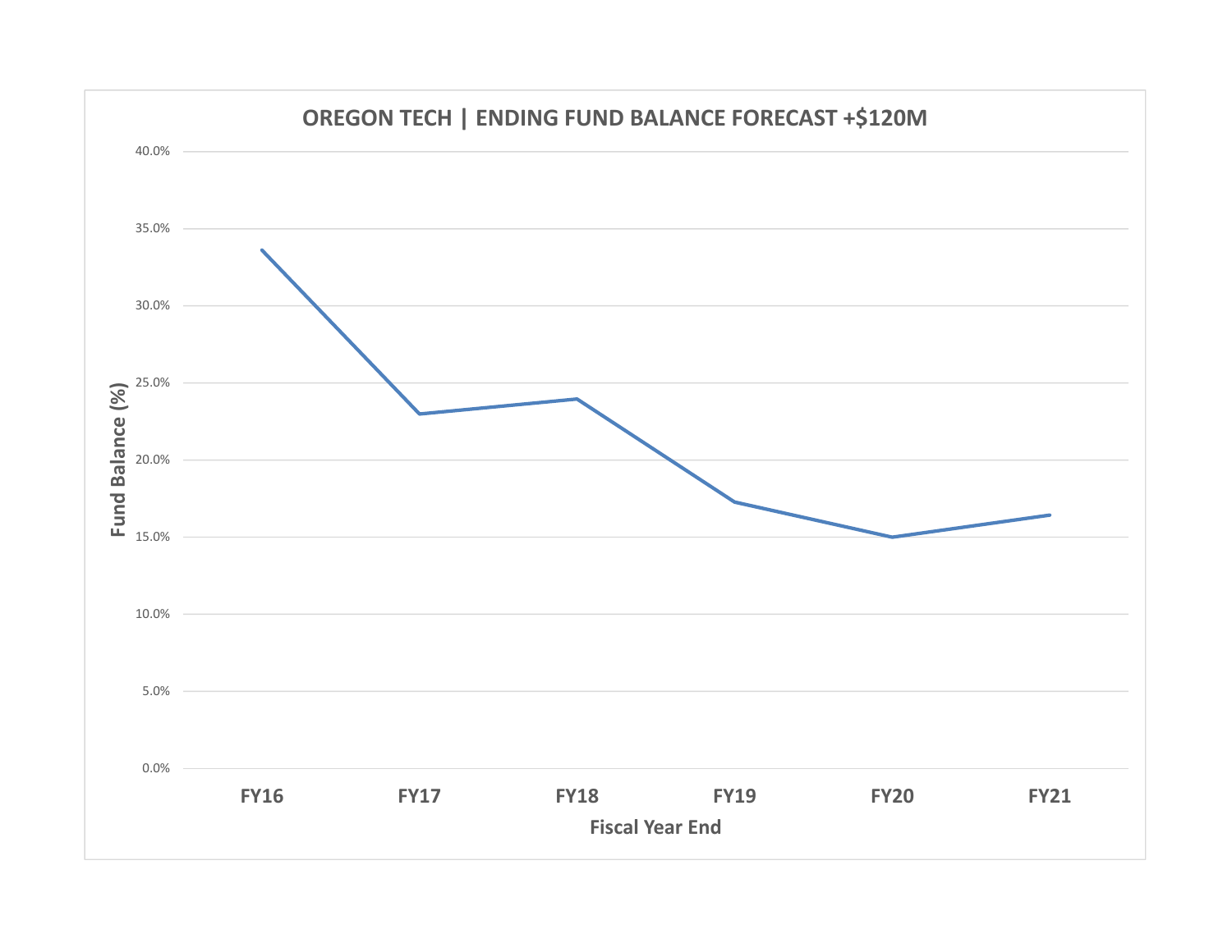## OREGON TECH | ENDING FUND BALANCE FORECAST +$120M

| Fiscal Year End | Fund Balance (%) |
|---|---|
| FY16 | 33.6% |
| FY17 | 23.0% |
| FY18 | 23.9% |
| FY19 | 17.3% |
| FY20 | 15.0% |
| FY21 | 16.4% |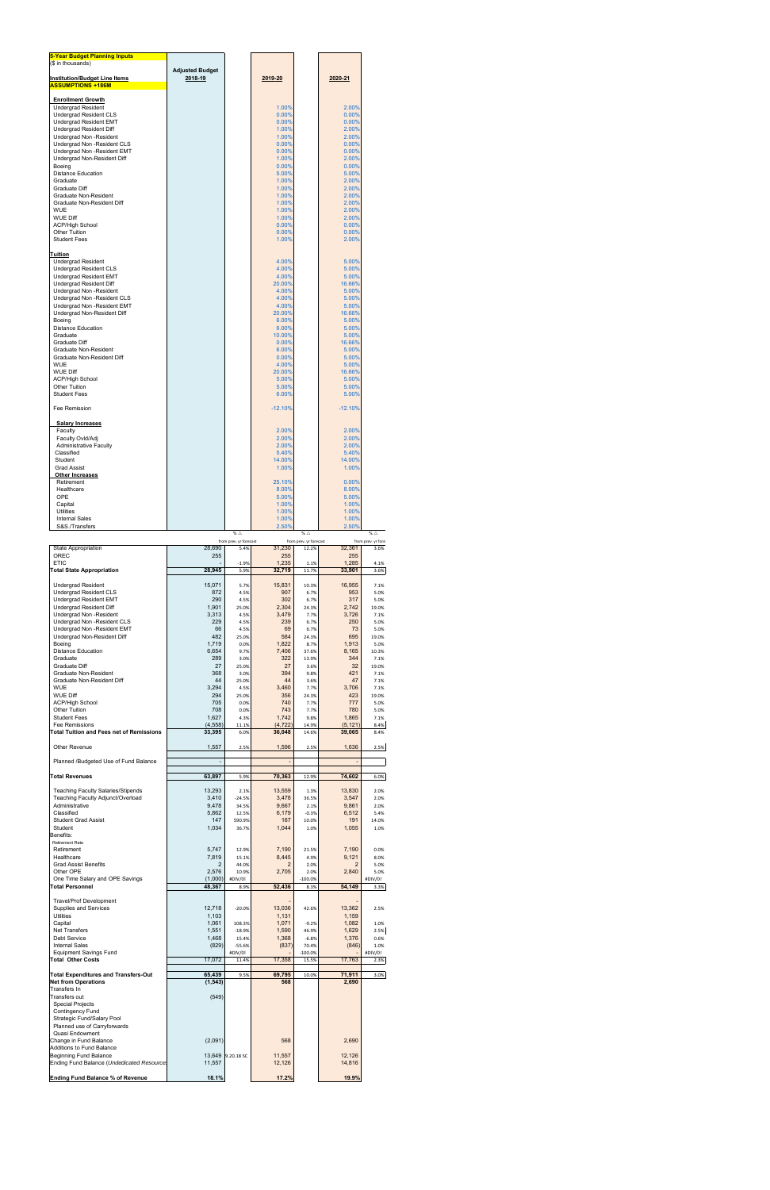**5-Year Budget Planning Inputs**
($ in thousands)

| Institution/Budget Line Items | Adjusted Budget 2018-19 | | 2019-20 | | 2020-21 | |
|---|---|---|---|---|---|---|
| **ASSUMPTIONS +186M** | | | | | | |
| **Enrollment Growth** | | | | | | |
| Undergrad Resident | | | 1.00% | | 2.00% | |
| Undergrad Resident CLS | | | 0.00% | | 0.00% | |
| Undergrad Resident EMT | | | 0.00% | | 0.00% | |
| Undergrad Resident Diff | | | 1.00% | | 2.00% | |
| Undergrad Non -Resident | | | 1.00% | | 2.00% | |
| Undergrad Non -Resident CLS | | | 0.00% | | 0.00% | |
| Undergrad Non -Resident EMT | | | 0.00% | | 0.00% | |
| Undergrad Non-Resident Diff | | | 1.00% | | 2.00% | |
| Boeing | | | 0.00% | | 0.00% | |
| Distance Education | | | 5.00% | | 5.00% | |
| Graduate | | | 1.00% | | 2.00% | |
| Graduate Diff | | | 1.00% | | 2.00% | |
| Graduate Non-Resident | | | 1.00% | | 2.00% | |
| Graduate Non-Resident Diff | | | 1.00% | | 2.00% | |
| WUE | | | 1.00% | | 2.00% | |
| WUE Diff | | | 1.00% | | 2.00% | |
| ACP/High School | | | 0.00% | | 0.00% | |
| Other Tuition | | | 0.00% | | 0.00% | |
| Student Fees | | | 1.00% | | 2.00% | |
| **Tuition** | | | | | | |
| Undergrad Resident | | | 4.00% | | 5.00% | |
| Undergrad Resident CLS | | | 4.00% | | 5.00% | |
| Undergrad Resident EMT | | | 4.00% | | 5.00% | |
| Undergrad Resident Diff | | | 20.00% | | 16.66% | |
| Undergrad Non -Resident | | | 4.00% | | 5.00% | |
| Undergrad Non -Resident CLS | | | 4.00% | | 5.00% | |
| Undergrad Non -Resident EMT | | | 4.00% | | 5.00% | |
| Undergrad Non-Resident Diff | | | 20.00% | | 16.66% | |
| Boeing | | | 6.00% | | 5.00% | |
| Distance Education | | | 6.00% | | 5.00% | |
| Graduate | | | 10.00% | | 5.00% | |
| Graduate Diff | | | 0.00% | | 16.66% | |
| Graduate Non-Resident | | | 6.00% | | 5.00% | |
| Graduate Non-Resident Diff | | | 0.00% | | 5.00% | |
| WUE | | | 4.00% | | 5.00% | |
| WUE Diff | | | 20.00% | | 16.66% | |
| ACP/High School | | | 5.00% | | 5.00% | |
| Other Tuition | | | 5.00% | | 5.00% | |
| Student Fees | | | 6.00% | | 5.00% | |
| Fee Remission | | | -12.10% | | -12.10% | |
| **Salary Increases** | | | | | | |
| Faculty | | | 2.00% | | 2.00% | |
| Faculty Ovld/Adj | | | 2.00% | | 2.00% | |
| Administrative Faculty | | | 2.00% | | 2.00% | |
| Classified | | | 5.40% | | 5.40% | |
| Student | | | 14.00% | | 14.00% | |
| Grad Assist | | | 1.00% | | 1.00% | |
| **Other Increases** | | | | | | |
| Retirement | | | 25.10% | | 0.00% | |
| Healthcare | | | 8.00% | | 8.00% | |
| OPE | | | 5.00% | | 5.00% | |
| Capital | | | 1.00% | | 1.00% | |
| Utilities | | | 1.00% | | 1.00% | |
| Internal Sales | | | 1.00% | | 1.00% | |
| S&S./Transfers | | | 2.50% | | 2.50% | |
| | | % Δ from prev. yr forecast | | % Δ from prev. yr forecast | | % Δ from prev. yr forecast |
| State Appropriation | 28,690 | 5.4% | 31,230 | 12.2% | 32,361 | 3.6% |
| OREC | 255 | | 255 | | 255 | |
| ETIC | - | -1.9% | 1,235 | 1.1% | 1,285 | 4.1% |
| **Total State Appropriation** | **28,945** | 5.9% | **32,719** | 11.7% | **33,901** | 3.6% |
| Undergrad Resident | 15,071 | 5.7% | 15,831 | 10.3% | 16,955 | 7.1% |
| Undergrad Resident CLS | 872 | 4.5% | 907 | 6.7% | 953 | 5.0% |
| Undergrad Resident EMT | 290 | 4.5% | 302 | 6.7% | 317 | 5.0% |
| Undergrad Resident Diff | 1,901 | 25.0% | 2,304 | 24.3% | 2,742 | 19.0% |
| Undergrad Non -Resident | 3,313 | 4.5% | 3,479 | 7.7% | 3,726 | 7.1% |
| Undergrad Non -Resident CLS | 229 | 4.5% | 239 | 6.7% | 250 | 5.0% |
| Undergrad Non -Resident EMT | 66 | 4.5% | 69 | 6.7% | 73 | 5.0% |
| Undergrad Non-Resident Diff | 482 | 25.0% | 584 | 24.3% | 695 | 19.0% |
| Boeing | 1,719 | 0.0% | 1,822 | 8.7% | 1,913 | 5.0% |
| Distance Education | 6,654 | 9.7% | 7,406 | 37.6% | 8,165 | 10.3% |
| Graduate | 289 | 3.0% | 322 | 13.9% | 344 | 7.1% |
| Graduate Diff | 27 | 25.0% | 27 | 3.6% | 32 | 19.0% |
| Graduate Non-Resident | 368 | 3.0% | 394 | 9.8% | 421 | 7.1% |
| Graduate Non-Resident Diff | 44 | 25.0% | 44 | 3.6% | 47 | 7.1% |
| WUE | 3,294 | 4.5% | 3,460 | 7.7% | 3,706 | 7.1% |
| WUE Diff | 294 | 25.0% | 356 | 24.3% | 423 | 19.0% |
| ACP/High School | 705 | 0.0% | 740 | 7.7% | 777 | 5.0% |
| Other Tuition | 708 | 0.0% | 743 | 7.7% | 780 | 5.0% |
| Student Fees | 1,627 | 4.3% | 1,742 | 9.8% | 1,865 | 7.1% |
| Fee Remissions | (4,558) | 11.1% | (4,722) | 14.5% | (5,121) | 8.4% |
| **Total Tuition and Fees net of Remissions** | **33,395** | 6.0% | **36,048** | 14.6% | **39,065** | 8.4% |
| Other Revenue | 1,557 | 2.5% | 1,596 | 2.5% | 1,636 | 2.5% |
| Planned /Budgeted Use of Fund Balance | - | | - | | - | |
| **Total Revenues** | **63,897** | 5.9% | **70,363** | 12.9% | **74,602** | 6.0% |
| Teaching Faculty Salaries/Stipends | 13,293 | 2.1% | 13,559 | 1.3% | 13,830 | 2.0% |
| Teaching Faculty Adjunct/Overload | 3,410 | -24.5% | 3,478 | 36.5% | 3,547 | 2.0% |
| Administrative | 9,478 | 34.5% | 9,667 | 2.1% | 9,861 | 2.0% |
| Classified | 5,862 | 12.5% | 6,179 | -0.3% | 6,512 | 5.4% |
| Student Grad Assist | 147 | 590.9% | 167 | 10.0% | 191 | 14.0% |
| Student | 1,034 | 36.7% | 1,044 | 1.0% | 1,055 | 1.0% |
| Benefits: | | | | | | |
| Retirement Rate | | | | | | |
| Retirement | 5,747 | 12.9% | 7,190 | 21.5% | 7,190 | 0.0% |
| Healthcare | 7,819 | 15.1% | 8,445 | 4.9% | 9,121 | 8.0% |
| Grad Assist Benefits | 2 | 44.0% | 2 | 2.0% | 2 | 2.0% |
| Other OPE | 2,576 | 10.9% | 2,705 | 2.0% | 2,840 | 5.0% |
| One Time Salary and OPE Savings | (1,000) | #DIV/0! | - | -100.0% | - | #DIV/0! |
| **Total Personnel** | **48,367** | 8.9% | **52,436** | 8.3% | **54,149** | 3.3% |
| Travel/Prof Development | | | | | - | |
| Supplies and Services | 12,718 | -20.0% | 13,036 | 42.6% | 13,362 | 2.5% |
| Utilities | 1,103 | | 1,131 | | 1,159 | |
| Capital | 1,061 | 108.3% | 1,071 | -9.2% | 1,082 | 1.0% |
| Net Transfers | 1,551 | -18.9% | 1,590 | 46.9% | 1,629 | 2.5% |
| Debt Service | 1,468 | 15.4% | 1,368 | -6.8% | 1,376 | 0.6% |
| Internal Sales | (829) | -55.6% | (837) | 70.4% | (846) | 1.0% |
| Equipment Savings Fund | | #DIV/0! | - | -100.0% | - | #DIV/0! |
| **Total Other Costs** | **17,072** | 11.4% | **17,358** | 15.5% | **17,763** | 2.3% |
| **Total Expenditures and Transfers-Out** | **65,439** | 9.5% | **69,795** | 10.0% | **71,911** | 3.0% |
| **Net from Operations** | **(1,543)** | | **568** | | **2,690** | |
| Transfers In | | | | | | |
| Transfers out | (549) | | | | | |
| Special Projects | | | | | | |
| Contingency Fund | | | | | | |
| Strategic Fund/Salary Pool | | | | | | |
| Planned use of Carryforwards | | | | | | |
| Quasi Endowment | | | | | | |
| Change in Fund Balance | (2,091) | | 568 | | 2,690 | |
| Additions to Fund Balance | | | | | | |
| Beginning Fund Balance | 13,649 | 9.20.18 SC | 11,557 | | 12,126 | |
| Ending Fund Balance (*Undedicated Resources*) | 11,557 | | 12,126 | | 14,816 | |
| **Ending Fund Balance % of Revenue** | **18.1%** | | **17.2%** | | **19.9%** | |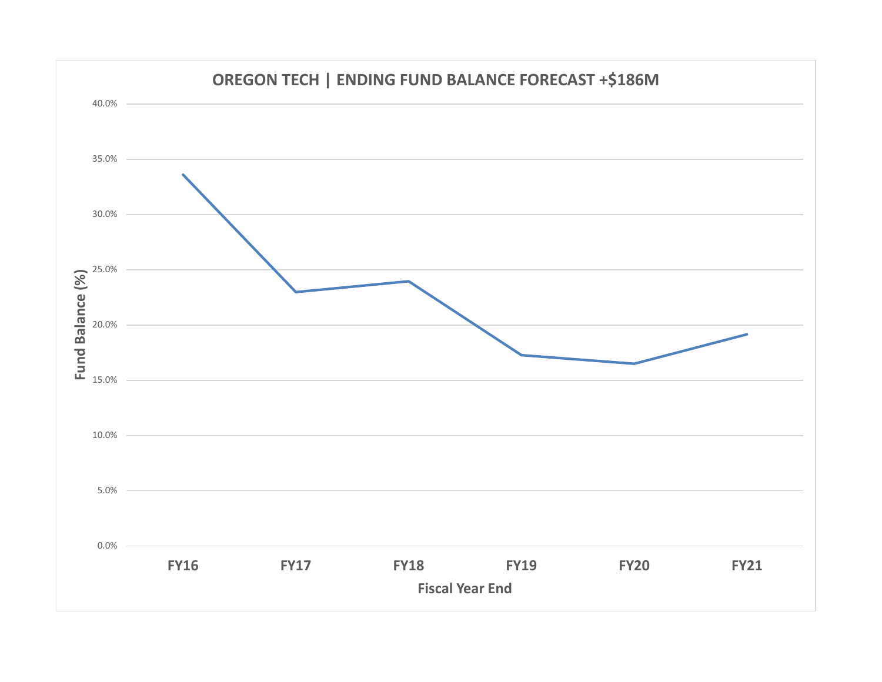OREGON TECH | ENDING FUND BALANCE FORECAST +$186M

40.0%
35.0%
30.0%
25.0%
20.0%
15.0%
10.0%
5.0%
0.0%

Fund Balance (%)

FY16
FY17
FY18
FY19
FY20
FY21

Fiscal Year End